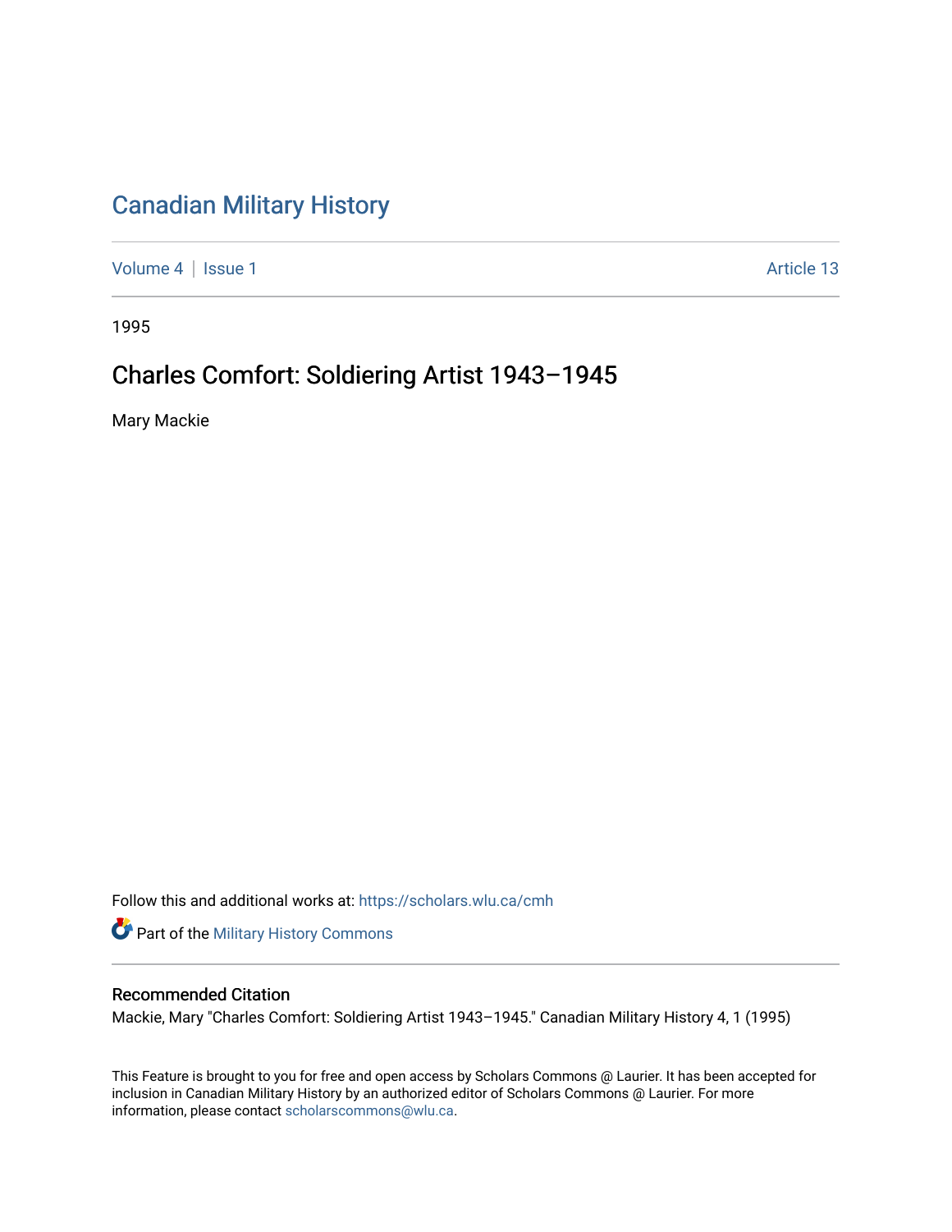# Canadian Military History

Volume 4 | Issue 1 Article 13

1995

## Charles Comfort: Soldiering Artist 1943–1945

Mary Mackie

Follow this and additional works at: https://scholars.wlu.ca/cmh

Part of the Military History Commons

### Recommended Citation

Mackie, Mary "Charles Comfort: Soldiering Artist 1943–1945." Canadian Military History 4, 1 (1995)

This Feature is brought to you for free and open access by Scholars Commons @ Laurier. It has been accepted for inclusion in Canadian Military History by an authorized editor of Scholars Commons @ Laurier. For more information, please contact scholarscommons@wlu.ca.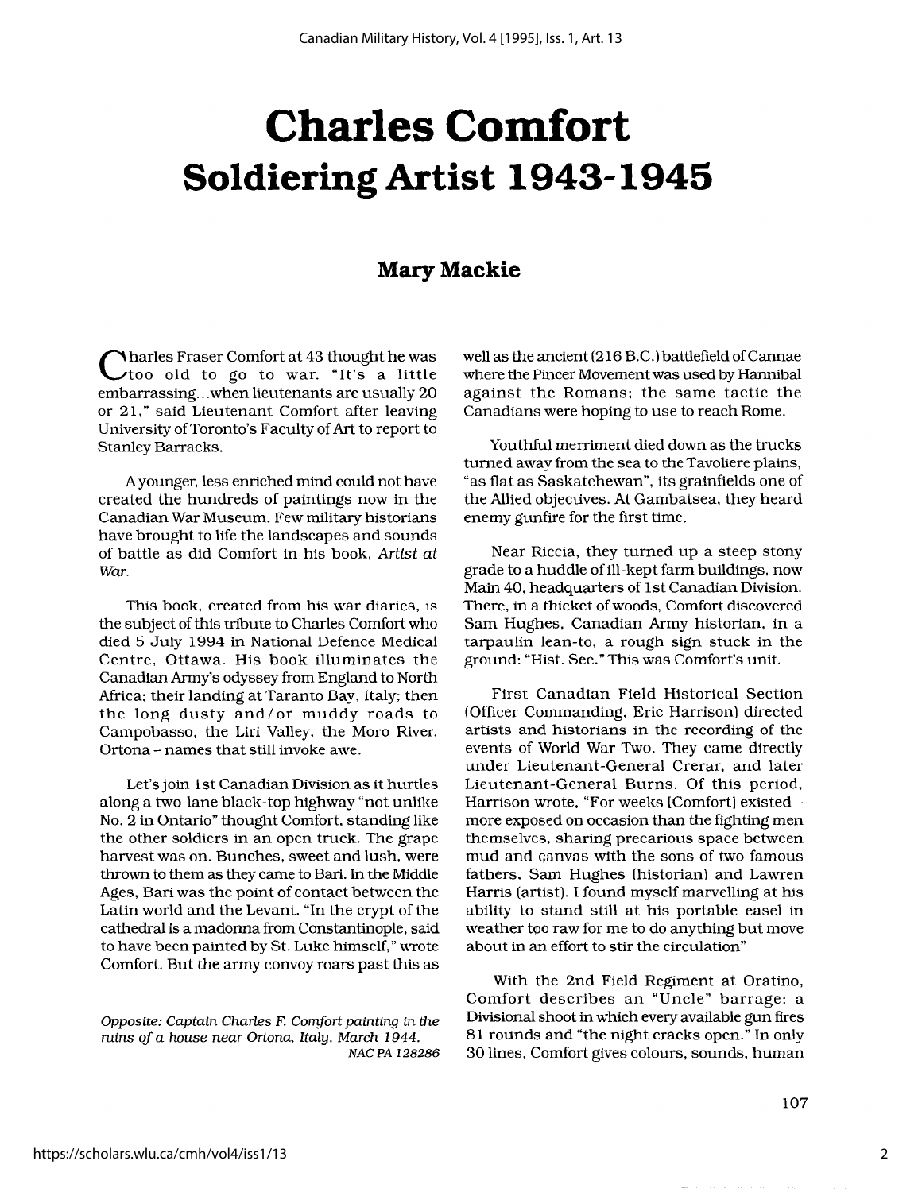# Charles Comfort

## Soldiering Artist 1943-1945

### Mary Mackie

Charles Fraser Comfort at 43 thought he was too old to go to war. "It's a little embarrassing...when lieutenants are usually 20 or 21," said Lieutenant Comfort after leaving University of Toronto's Faculty of Art to report to Stanley Barracks.

A younger, less enriched mind could not have created the hundreds of paintings now in the Canadian War Museum. Few military historians have brought to life the landscapes and sounds of battle as did Comfort in his book, *Artist at War*.

This book, created from his war diaries, is the subject of this tribute to Charles Comfort who died 5 July 1994 in National Defence Medical Centre, Ottawa. His book illuminates the Canadian Army's odyssey from England to North Africa; their landing at Taranto Bay, Italy; then the long dusty and/or muddy roads to Campobasso, the Liri Valley, the Moro River, Ortona – names that still invoke awe.

Let's join 1st Canadian Division as it hurtles along a two-lane black-top highway "not unlike No. 2 in Ontario" thought Comfort, standing like the other soldiers in an open truck. The grape harvest was on. Bunches, sweet and lush, were thrown to them as they came to Bari. In the Middle Ages, Bari was the point of contact between the Latin world and the Levant. "In the crypt of the cathedral is a madonna from Constantinople, said to have been painted by St. Luke himself," wrote Comfort. But the army convoy roars past this as well as the ancient (216 B.C.) battlefield of Cannae where the Pincer Movement was used by Hannibal against the Romans; the same tactic the Canadians were hoping to use to reach Rome.

*Opposite: Captain Charles F. Comfort painting in the ruins of a house near Ortona, Italy, March 1944.* *NAC PA 128286*

Youthful merriment died down as the trucks turned away from the sea to the Tavoliere plains, "as flat as Saskatchewan", its grainfields one of the Allied objectives. At Gambatsea, they heard enemy gunfire for the first time.

Near Riccia, they turned up a steep stony grade to a huddle of ill-kept farm buildings, now Main 40, headquarters of 1st Canadian Division. There, in a thicket of woods, Comfort discovered Sam Hughes, Canadian Army historian, in a tarpaulin lean-to, a rough sign stuck in the ground: "Hist. Sec." This was Comfort's unit.

First Canadian Field Historical Section (Officer Commanding, Eric Harrison) directed artists and historians in the recording of the events of World War Two. They came directly under Lieutenant-General Crerar, and later Lieutenant-General Burns. Of this period, Harrison wrote, "For weeks [Comfort] existed – more exposed on occasion than the fighting men themselves, sharing precarious space between mud and canvas with the sons of two famous fathers, Sam Hughes (historian) and Lawren Harris (artist). I found myself marvelling at his ability to stand still at his portable easel in weather too raw for me to do anything but move about in an effort to stir the circulation"

With the 2nd Field Regiment at Oratino, Comfort describes an "Uncle" barrage: a Divisional shoot in which every available gun fires 81 rounds and "the night cracks open." In only 30 lines, Comfort gives colours, sounds, human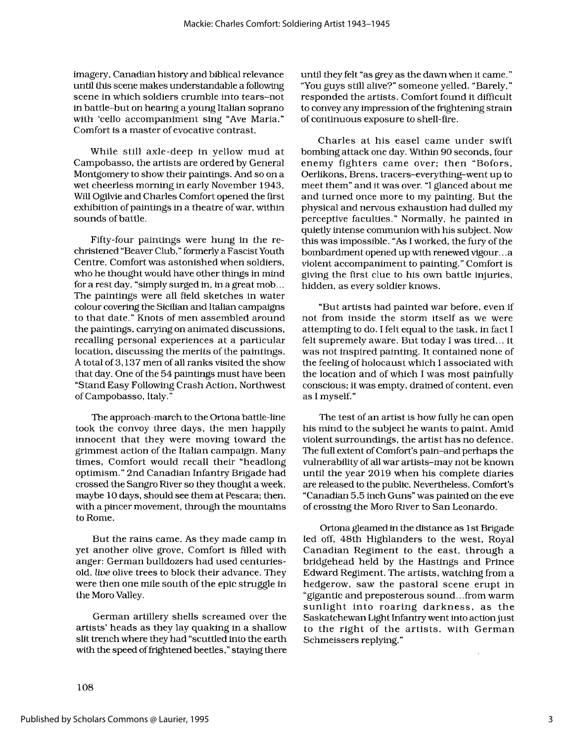imagery, Canadian history and biblical relevance until this scene makes understandable a following scene in which soldiers crumble into tears–not in battle–but on hearing a young Italian soprano with 'cello accompaniment sing "Ave Maria." Comfort is a master of evocative contrast.

While still axle-deep in yellow mud at Campobasso, the artists are ordered by General Montgomery to show their paintings. And so on a wet cheerless morning in early November 1943, Will Ogilvie and Charles Comfort opened the first exhibition of paintings in a theatre of war, within sounds of battle.

Fifty-four paintings were hung in the re-christened "Beaver Club," formerly a Fascist Youth Centre. Comfort was astonished when soldiers, who he thought would have other things in mind for a rest day, "simply surged in, in a great mob... The paintings were all field sketches in water colour covering the Sicilian and Italian campaigns to that date." Knots of men assembled around the paintings, carrying on animated discussions, recalling personal experiences at a particular location, discussing the merits of the paintings. A total of 3,137 men of all ranks visited the show that day. One of the 54 paintings must have been "Stand Easy Following Crash Action, Northwest of Campobasso, Italy."

The approach-march to the Ortona battle-line took the convoy three days, the men happily innocent that they were moving toward the grimmest action of the Italian campaign. Many times, Comfort would recall their "headlong optimism." 2nd Canadian Infantry Brigade had crossed the Sangro River so they thought a week, maybe 10 days, should see them at Pescara; then, with a pincer movement, through the mountains to Rome.

But the rains came. As they made camp in yet another olive grove, Comfort is filled with anger: German bulldozers had used centuries-old, *live* olive trees to block their advance. They were then one mile south of the epic struggle in the Moro Valley.

German artillery shells screamed over the artists' heads as they lay quaking in a shallow slit trench where they had "scuttled into the earth with the speed of frightened beetles," staying there until they felt "as grey as the dawn when it came." "You guys still alive?" someone yelled. "Barely," responded the artists. Comfort found it difficult to convey any impression of the frightening strain of continuous exposure to shell-fire.

Charles at his easel came under swift bombing attack one day. Within 90 seconds, four enemy fighters came over; then "Bofors, Oerlikons, Brens, tracers–everything–went up to meet them" and it was over. "I glanced about me and turned once more to my painting. But the physical and nervous exhaustion had dulled my perceptive faculties." Normally, he painted in quietly intense communion with his subject. Now this was impossible. "As I worked, the fury of the bombardment opened up with renewed vigour...a violent accompaniment to painting." Comfort is giving the first clue to his own battle injuries, hidden, as every soldier knows.

"But artists had painted war before, even if not from inside the storm itself as we were attempting to do. I felt equal to the task, in fact I felt supremely aware. But today I was tired... it was not inspired painting. It contained none of the feeling of holocaust which I associated with the location and of which I was most painfully conscious; it was empty, drained of content, even as I myself."

The test of an artist is how fully he can open his mind to the subject he wants to paint. Amid violent surroundings, the artist has no defence. The full extent of Comfort's pain–and perhaps the vulnerability of all war artists–may not be known until the year 2019 when his complete diaries are released to the public. Nevertheless, Comfort's "Canadian 5.5 inch Guns" was painted on the eve of crossing the Moro River to San Leonardo.

Ortona gleamed in the distance as 1st Brigade led off, 48th Highlanders to the west, Royal Canadian Regiment to the east, through a bridgehead held by the Hastings and Prince Edward Regiment. The artists, watching from a hedgerow, saw the pastoral scene erupt in "gigantic and preposterous sound...from warm sunlight into roaring darkness, as the Saskatchewan Light Infantry went into action just to the right of the artists, with German Schmeissers replying."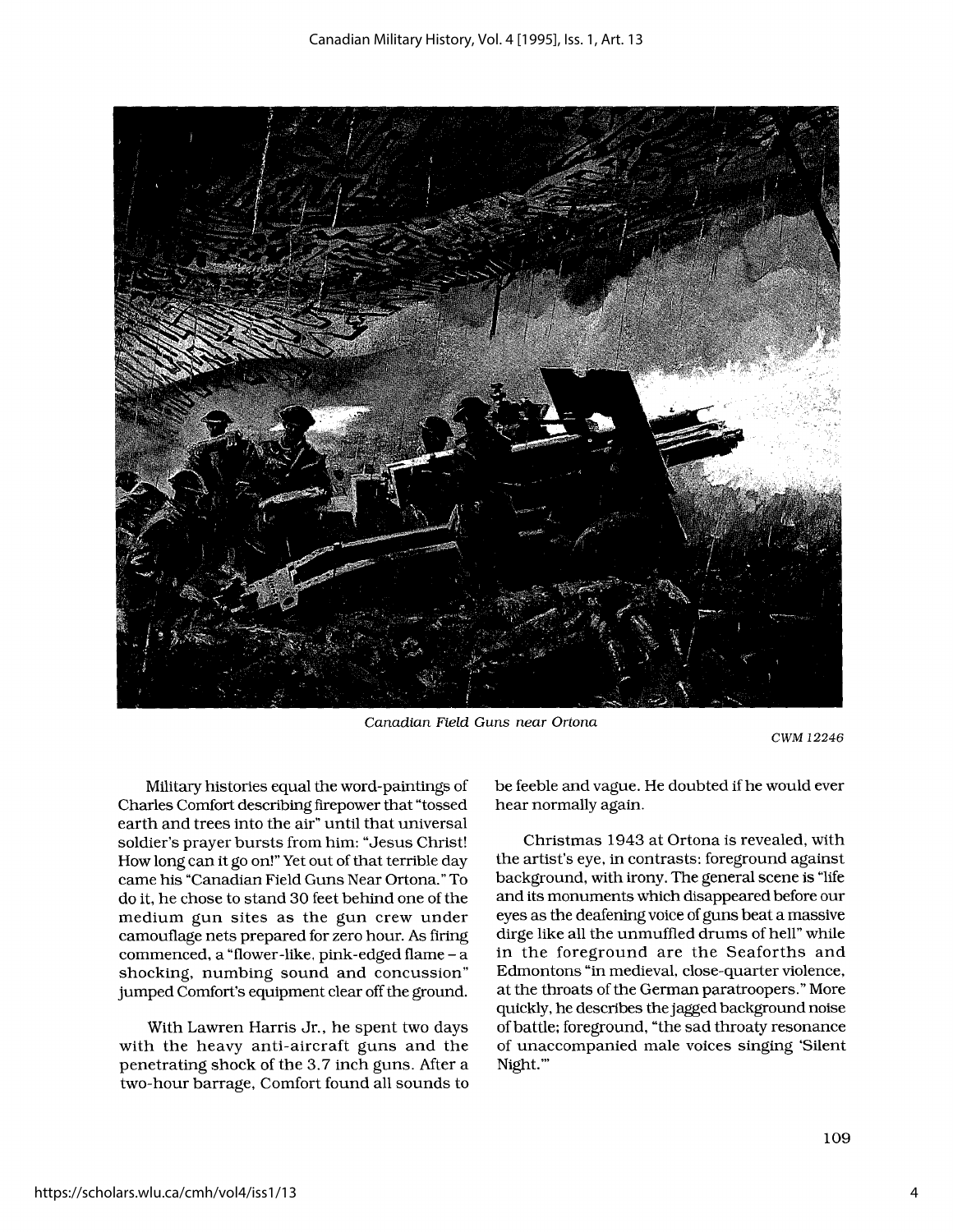*Canadian Field Guns near Ortona*

CWM 12246

Military histories equal the word-paintings of Charles Comfort describing firepower that "tossed earth and trees into the air" until that universal soldier's prayer bursts from him: "Jesus Christ! How long can it go on!" Yet out of that terrible day came his "Canadian Field Guns Near Ortona." To do it, he chose to stand 30 feet behind one of the medium gun sites as the gun crew under camouflage nets prepared for zero hour. As firing commenced, a "flower-like, pink-edged flame – a shocking, numbing sound and concussion" jumped Comfort's equipment clear off the ground.

With Lawren Harris Jr., he spent two days with the heavy anti-aircraft guns and the penetrating shock of the 3.7 inch guns. After a two-hour barrage, Comfort found all sounds to be feeble and vague. He doubted if he would ever hear normally again.

Christmas 1943 at Ortona is revealed, with the artist's eye, in contrasts: foreground against background, with irony. The general scene is "life and its monuments which disappeared before our eyes as the deafening voice of guns beat a massive dirge like all the unmuffled drums of hell" while in the foreground are the Seaforths and Edmontons "in medieval, close-quarter violence, at the throats of the German paratroopers." More quickly, he describes the jagged background noise of battle; foreground, "the sad throaty resonance of unaccompanied male voices singing 'Silent Night.'"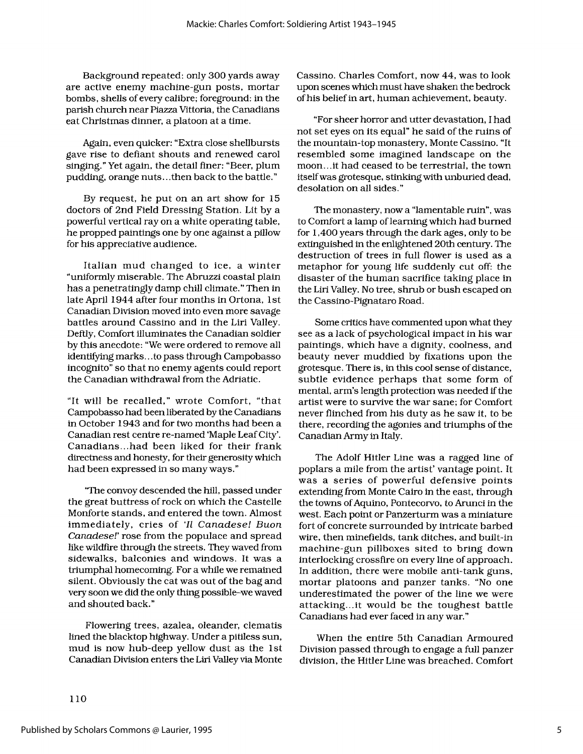Background repeated: only 300 yards away are active enemy machine-gun posts, mortar bombs, shells of every calibre; foreground: in the parish church near Piazza Vittoria, the Canadians eat Christmas dinner, a platoon at a time.

Again, even quicker: "Extra close shellbursts gave rise to defiant shouts and renewed carol singing." Yet again, the detail finer: "Beer, plum pudding, orange nuts...then back to the battle."

By request, he put on an art show for 15 doctors of 2nd Field Dressing Station. Lit by a powerful vertical ray on a white operating table, he propped paintings one by one against a pillow for his appreciative audience.

Italian mud changed to ice, a winter "uniformly miserable. The Abruzzi coastal plain has a penetratingly damp chill climate." Then in late April 1944 after four months in Ortona, 1st Canadian Division moved into even more savage battles around Cassino and in the Liri Valley. Deftly, Comfort illuminates the Canadian soldier by this anecdote: "We were ordered to remove all identifying marks...to pass through Campobasso incognito" so that no enemy agents could report the Canadian withdrawal from the Adriatic.

"It will be recalled," wrote Comfort, "that Campobasso had been liberated by the Canadians in October 1943 and for two months had been a Canadian rest centre re-named 'Maple Leaf City'. Canadians...had been liked for their frank directness and honesty, for their generosity which had been expressed in so many ways."

"The convoy descended the hill, passed under the great buttress of rock on which the Castelle Monforte stands, and entered the town. Almost immediately, cries of *'Il Canadese! Buon Canadese!'* rose from the populace and spread like wildfire through the streets. They waved from sidewalks, balconies and windows. It was a triumphal homecoming. For a while we remained silent. Obviously the cat was out of the bag and very soon we did the only thing possible–we waved and shouted back."

Flowering trees, azalea, oleander, clematis lined the blacktop highway. Under a pitiless sun, mud is now hub-deep yellow dust as the 1st Canadian Division enters the Liri Valley via Monte Cassino. Charles Comfort, now 44, was to look upon scenes which must have shaken the bedrock of his belief in art, human achievement, beauty.

"For sheer horror and utter devastation, I had not set eyes on its equal" he said of the ruins of the mountain-top monastery, Monte Cassino. "It resembled some imagined landscape on the moon...it had ceased to be terrestrial, the town itself was grotesque, stinking with unburied dead, desolation on all sides."

The monastery, now a "lamentable ruin", was to Comfort a lamp of learning which had burned for 1,400 years through the dark ages, only to be extinguished in the enlightened 20th century. The destruction of trees in full flower is used as a metaphor for young life suddenly cut off: the disaster of the human sacrifice taking place in the Liri Valley. No tree, shrub or bush escaped on the Cassino-Pignataro Road.

Some critics have commented upon what they see as a lack of psychological impact in his war paintings, which have a dignity, coolness, and beauty never muddied by fixations upon the grotesque. There is, in this cool sense of distance, subtle evidence perhaps that some form of mental, arm's length protection was needed if the artist were to survive the war sane; for Comfort never flinched from his duty as he saw it, to be there, recording the agonies and triumphs of the Canadian Army in Italy.

The Adolf Hitler Line was a ragged line of poplars a mile from the artist' vantage point. It was a series of powerful defensive points extending from Monte Cairo in the east, through the towns of Aquino, Pontecorvo, to Arunci in the west. Each point or Panzerturm was a miniature fort of concrete surrounded by intricate barbed wire, then minefields, tank ditches, and built-in machine-gun pillboxes sited to bring down interlocking crossfire on every line of approach. In addition, there were mobile anti-tank guns, mortar platoons and panzer tanks. "No one underestimated the power of the line we were attacking...it would be the toughest battle Canadians had ever faced in any war."

When the entire 5th Canadian Armoured Division passed through to engage a full panzer division, the Hitler Line was breached. Comfort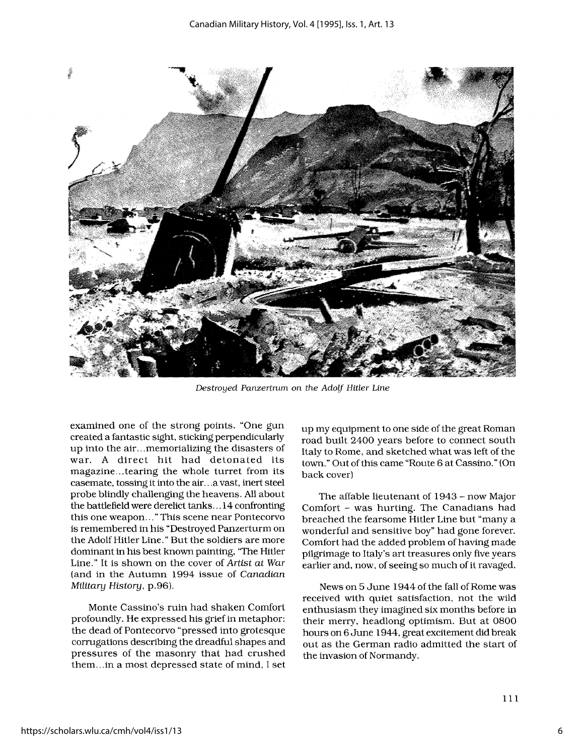*Destroyed Panzertrum on the Adolf Hitler Line*

examined one of the strong points. "One gun created a fantastic sight, sticking perpendicularly up into the air...memorializing the disasters of war. A direct hit had detonated its magazine...tearing the whole turret from its casemate, tossing it into the air...a vast, inert steel probe blindly challenging the heavens. All about the battlefield were derelict tanks...14 confronting this one weapon..." This scene near Pontecorvo is remembered in his "Destroyed Panzerturm on the Adolf Hitler Line." But the soldiers are more dominant in his best known painting, "The Hitler Line." It is shown on the cover of *Artist at War* (and in the Autumn 1994 issue of *Canadian Military History*, p.96).

Monte Cassino's ruin had shaken Comfort profoundly. He expressed his grief in metaphor: the dead of Pontecorvo "pressed into grotesque corrugations describing the dreadful shapes and pressures of the masonry that had crushed them...in a most depressed state of mind, I set up my equipment to one side of the great Roman road built 2400 years before to connect south Italy to Rome, and sketched what was left of the town." Out of this came "Route 6 at Cassino." (On back cover)

The affable lieutenant of 1943 – now Major Comfort – was hurting. The Canadians had breached the fearsome Hitler Line but "many a wonderful and sensitive boy" had gone forever. Comfort had the added problem of having made pilgrimage to Italy's art treasures only five years earlier and, now, of seeing so much of it ravaged.

News on 5 June 1944 of the fall of Rome was received with quiet satisfaction, not the wild enthusiasm they imagined six months before in their merry, headlong optimism. But at 0800 hours on 6 June 1944, great excitement did break out as the German radio admitted the start of the invasion of Normandy.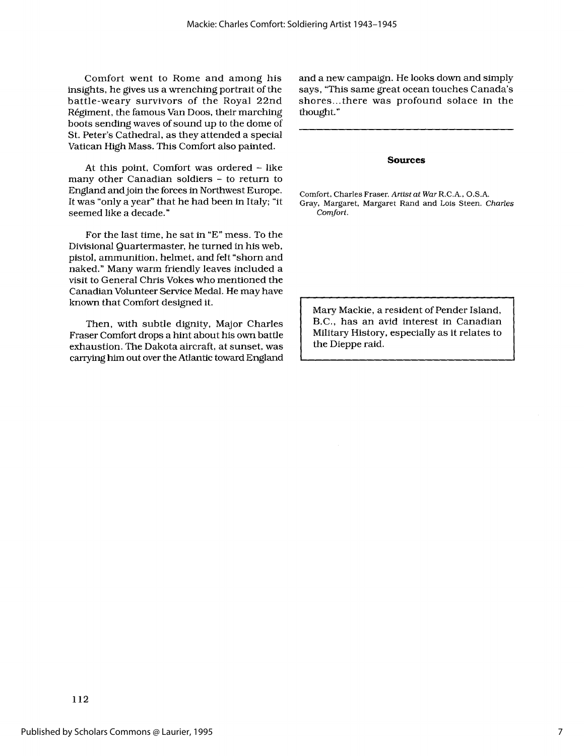Comfort went to Rome and among his insights, he gives us a wrenching portrait of the battle-weary survivors of the Royal 22nd Régiment, the famous Van Doos, their marching boots sending waves of sound up to the dome of St. Peter's Cathedral, as they attended a special Vatican High Mass. This Comfort also painted.

At this point, Comfort was ordered – like many other Canadian soldiers – to return to England and join the forces in Northwest Europe. It was "only a year" that he had been in Italy; "it seemed like a decade."

For the last time, he sat in "E" mess. To the Divisional Quartermaster, he turned in his web, pistol, ammunition, helmet, and felt "shorn and naked." Many warm friendly leaves included a visit to General Chris Vokes who mentioned the Canadian Volunteer Service Medal. He may have known that Comfort designed it.

Then, with subtle dignity, Major Charles Fraser Comfort drops a hint about his own battle exhaustion. The Dakota aircraft, at sunset, was carrying him out over the Atlantic toward England and a new campaign. He looks down and simply says, "This same great ocean touches Canada's shores...there was profound solace in the thought."

---

**Sources**

Comfort, Charles Fraser. *Artist at War* R.C.A., O.S.A.

Gray, Margaret, Margaret Rand and Lois Steen. *Charles Comfort.*

---

Mary Mackie, a resident of Pender Island, B.C., has an avid interest in Canadian Military History, especially as it relates to the Dieppe raid.